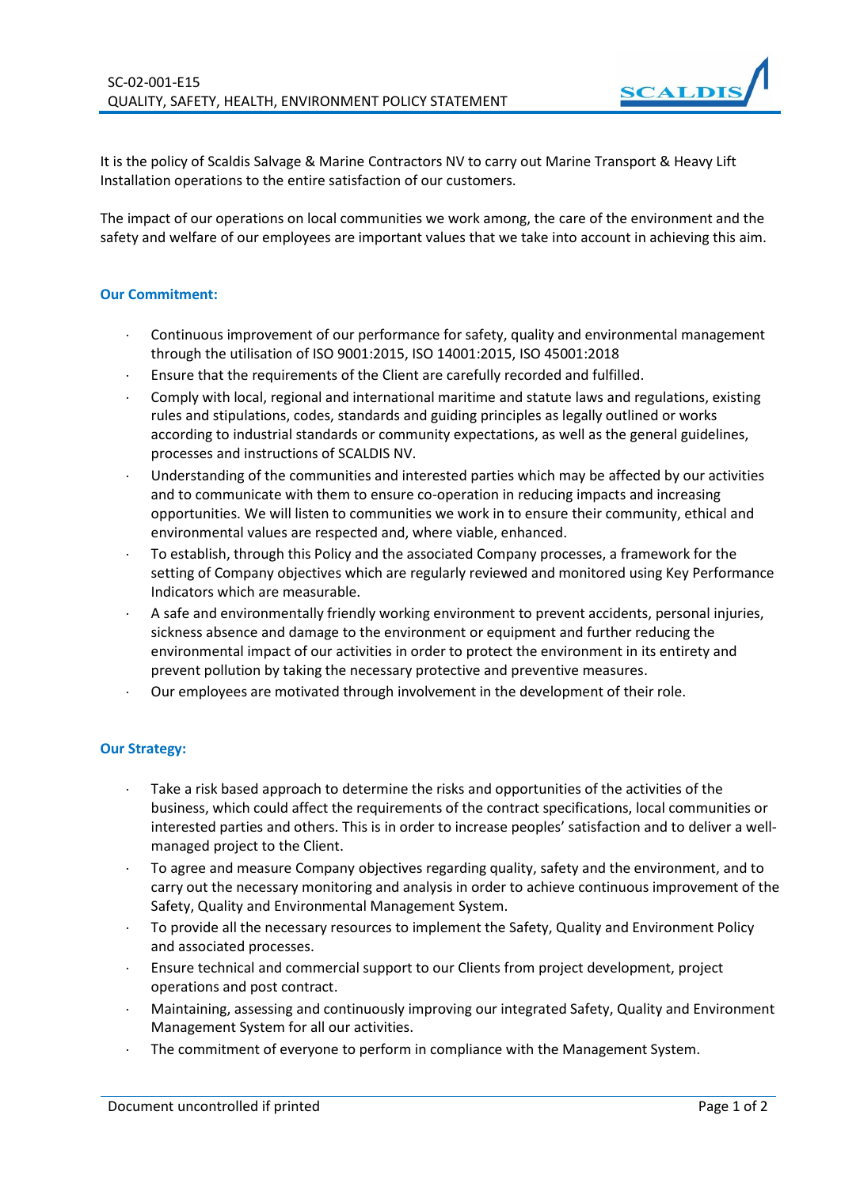It is the policy of Scaldis Salvage & Marine Contractors NV to carry out Marine Transport & Heavy Lift Installation operations to the entire satisfaction of our customers.

The impact of our operations on local communities we work among, the care of the environment and the safety and welfare of our employees are important values that we take into account in achieving this aim.

## Our Commitment:

- Continuous improvement of our performance for safety, quality and environmental management through the utilisation of ISO 9001:2015, ISO 14001:2015, ISO 45001:2018
- Ensure that the requirements of the Client are carefully recorded and fulfilled.
- Comply with local, regional and international maritime and statute laws and regulations, existing rules and stipulations, codes, standards and guiding principles as legally outlined or works according to industrial standards or community expectations, as well as the general guidelines, processes and instructions of SCALDIS NV.
- Understanding of the communities and interested parties which may be affected by our activities and to communicate with them to ensure co-operation in reducing impacts and increasing opportunities. We will listen to communities we work in to ensure their community, ethical and environmental values are respected and, where viable, enhanced.
- To establish, through this Policy and the associated Company processes, a framework for the setting of Company objectives which are regularly reviewed and monitored using Key Performance Indicators which are measurable.
- A safe and environmentally friendly working environment to prevent accidents, personal injuries, sickness absence and damage to the environment or equipment and further reducing the environmental impact of our activities in order to protect the environment in its entirety and prevent pollution by taking the necessary protective and preventive measures.
- Our employees are motivated through involvement in the development of their role.

## Our Strategy:

- Take a risk based approach to determine the risks and opportunities of the activities of the business, which could affect the requirements of the contract specifications, local communities or interested parties and others. This is in order to increase peoples' satisfaction and to deliver a well-managed project to the Client.
- To agree and measure Company objectives regarding quality, safety and the environment, and to carry out the necessary monitoring and analysis in order to achieve continuous improvement of the Safety, Quality and Environmental Management System.
- To provide all the necessary resources to implement the Safety, Quality and Environment Policy and associated processes.
- Ensure technical and commercial support to our Clients from project development, project operations and post contract.
- Maintaining, assessing and continuously improving our integrated Safety, Quality and Environment Management System for all our activities.
- The commitment of everyone to perform in compliance with the Management System.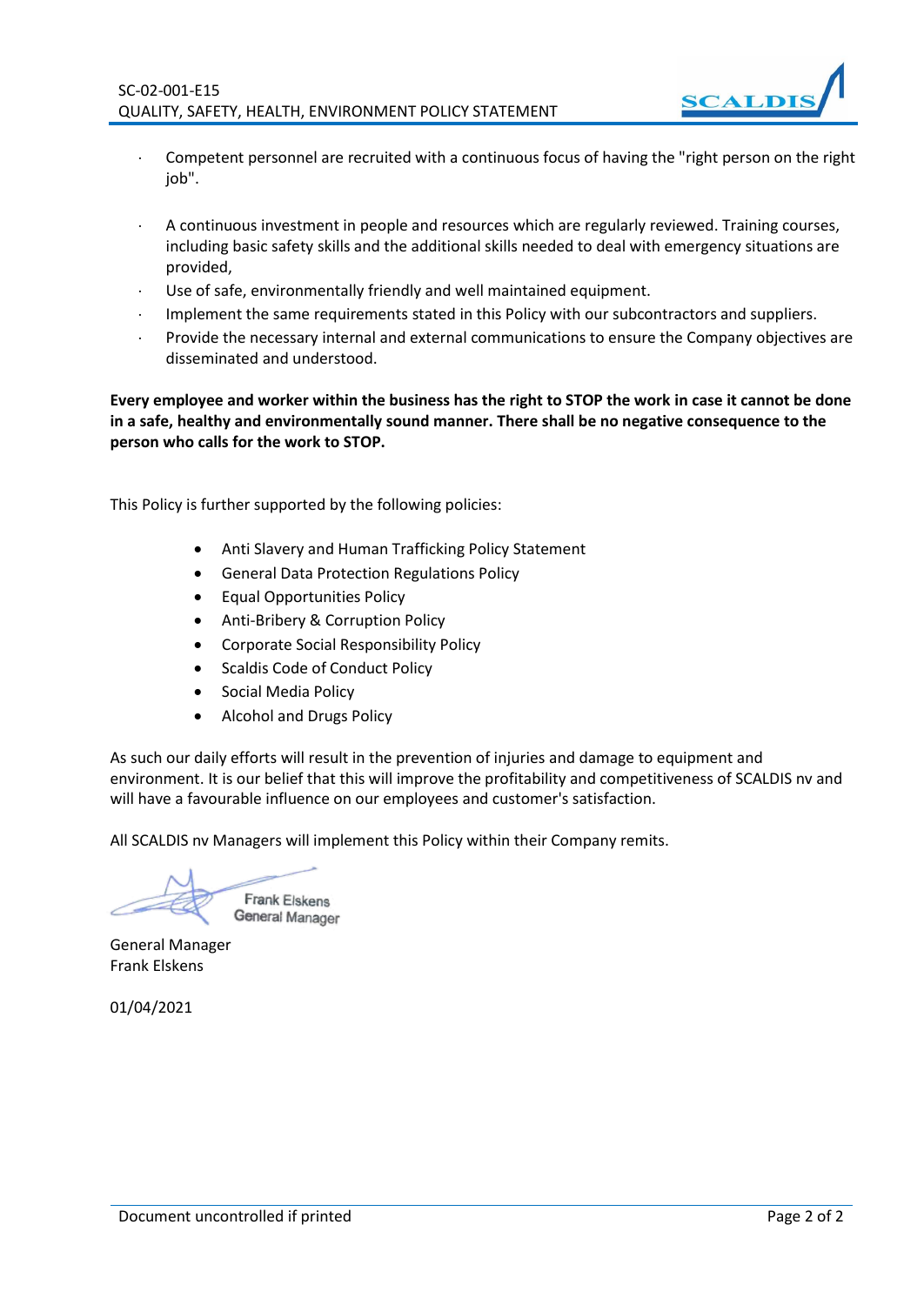- Competent personnel are recruited with a continuous focus of having the "right person on the right job".

- A continuous investment in people and resources which are regularly reviewed. Training courses, including basic safety skills and the additional skills needed to deal with emergency situations are provided,
- Use of safe, environmentally friendly and well maintained equipment.
- Implement the same requirements stated in this Policy with our subcontractors and suppliers.
- Provide the necessary internal and external communications to ensure the Company objectives are disseminated and understood.

**Every employee and worker within the business has the right to STOP the work in case it cannot be done in a safe, healthy and environmentally sound manner. There shall be no negative consequence to the person who calls for the work to STOP.**

This Policy is further supported by the following policies:

- Anti Slavery and Human Trafficking Policy Statement
- General Data Protection Regulations Policy
- Equal Opportunities Policy
- Anti-Bribery & Corruption Policy
- Corporate Social Responsibility Policy
- Scaldis Code of Conduct Policy
- Social Media Policy
- Alcohol and Drugs Policy

As such our daily efforts will result in the prevention of injuries and damage to equipment and environment. It is our belief that this will improve the profitability and competitiveness of SCALDIS nv and will have a favourable influence on our employees and customer's satisfaction.

All SCALDIS nv Managers will implement this Policy within their Company remits.

Frank Elskens
General Manager

General Manager
Frank Elskens

01/04/2021